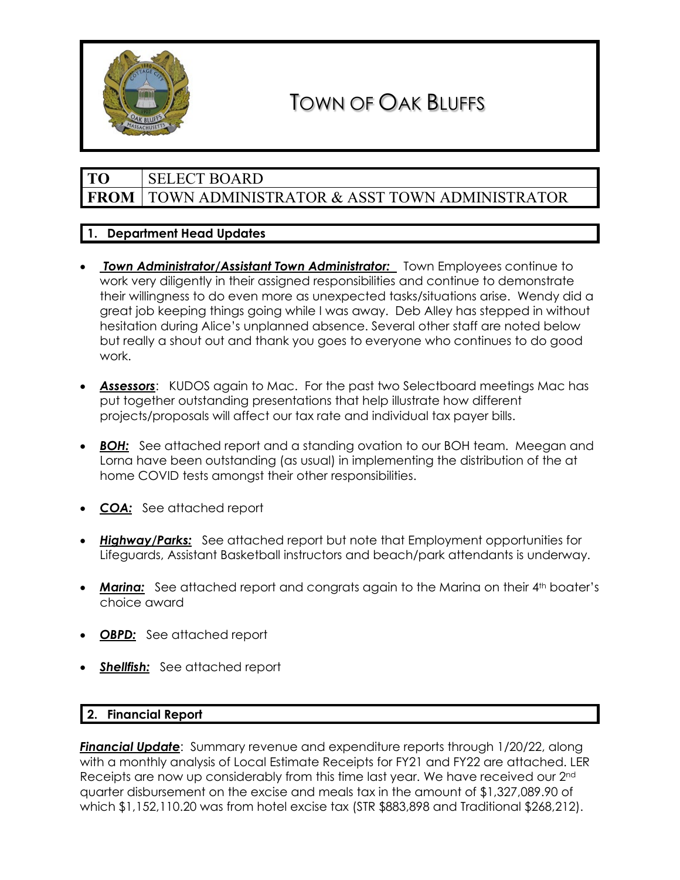# TOWN OF OAK BLUFFS

| TO | SELECT BOARD |
| --- | --- |
| FROM | TOWN ADMINISTRATOR & ASST TOWN ADMINISTRATOR |

## 1. Department Head Updates

- ***Town Administrator/Assistant Town Administrator:*** Town Employees continue to work very diligently in their assigned responsibilities and continue to demonstrate their willingness to do even more as unexpected tasks/situations arise. Wendy did a great job keeping things going while I was away. Deb Alley has stepped in without hesitation during Alice's unplanned absence. Several other staff are noted below but really a shout out and thank you goes to everyone who continues to do good work.

- ***Assessors***: KUDOS again to Mac. For the past two Selectboard meetings Mac has put together outstanding presentations that help illustrate how different projects/proposals will affect our tax rate and individual tax payer bills.

- ***BOH:*** See attached report and a standing ovation to our BOH team. Meegan and Lorna have been outstanding (as usual) in implementing the distribution of the at home COVID tests amongst their other responsibilities.

- ***COA:*** See attached report

- ***Highway/Parks:*** See attached report but note that Employment opportunities for Lifeguards, Assistant Basketball instructors and beach/park attendants is underway.

- ***Marina:*** See attached report and congrats again to the Marina on their 4th boater's choice award

- ***OBPD:*** See attached report

- ***Shellfish:*** See attached report

## 2. Financial Report

***Financial Update***: Summary revenue and expenditure reports through 1/20/22, along with a monthly analysis of Local Estimate Receipts for FY21 and FY22 are attached. LER Receipts are now up considerably from this time last year. We have received our 2nd quarter disbursement on the excise and meals tax in the amount of $1,327,089.90 of which $1,152,110.20 was from hotel excise tax (STR $883,898 and Traditional $268,212).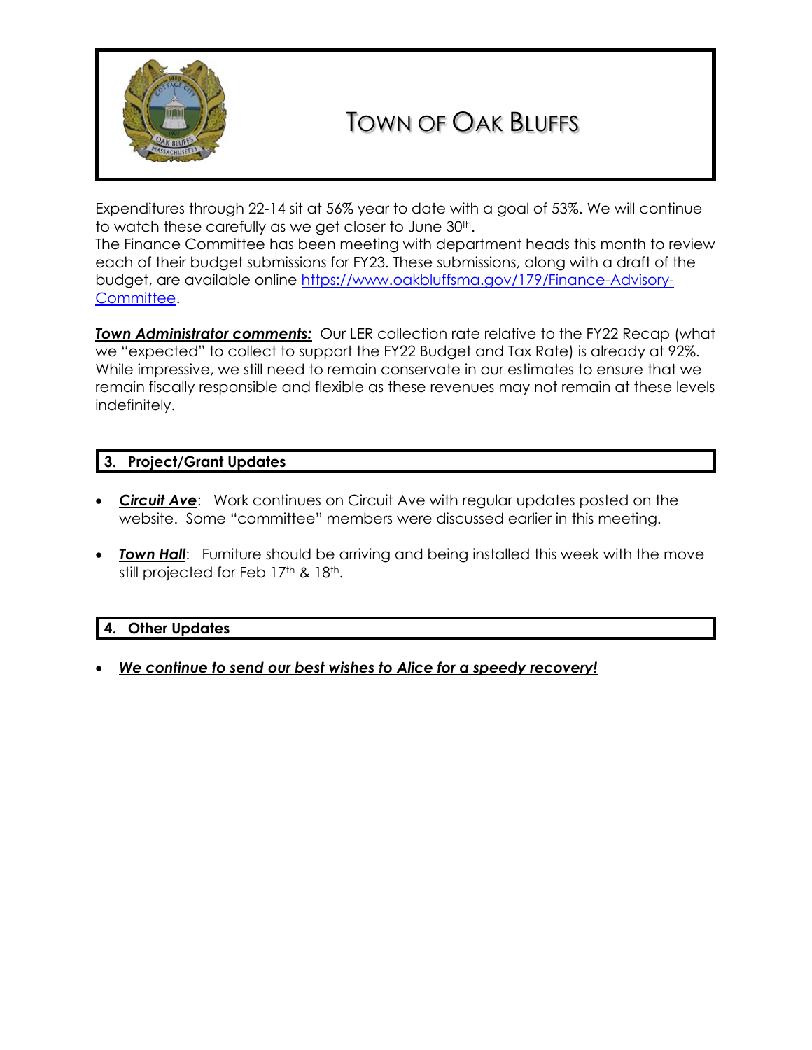# TOWN OF OAK BLUFFS

Expenditures through 22-14 sit at 56% year to date with a goal of 53%. We will continue to watch these carefully as we get closer to June 30th.
The Finance Committee has been meeting with department heads this month to review each of their budget submissions for FY23. These submissions, along with a draft of the budget, are available online [https://www.oakbluffsma.gov/179/Finance-Advisory-Committee](https://www.oakbluffsma.gov/179/Finance-Advisory-Committee).

***Town Administrator comments:*** Our LER collection rate relative to the FY22 Recap (what we "expected" to collect to support the FY22 Budget and Tax Rate) is already at 92%. While impressive, we still need to remain conservate in our estimates to ensure that we remain fiscally responsible and flexible as these revenues may not remain at these levels indefinitely.

## 3. Project/Grant Updates

- ***Circuit Ave***: Work continues on Circuit Ave with regular updates posted on the website. Some "committee" members were discussed earlier in this meeting.
- ***Town Hall***: Furniture should be arriving and being installed this week with the move still projected for Feb 17th & 18th.

## 4. Other Updates

- ***We continue to send our best wishes to Alice for a speedy recovery!***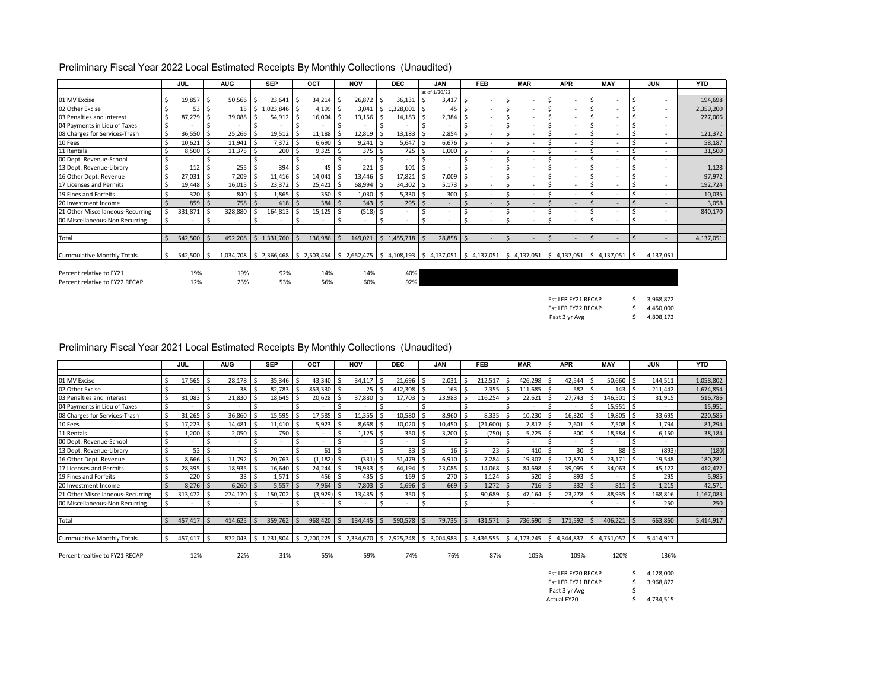## Preliminary Fiscal Year 2022 Local Estimated Receipts By Monthly Collections (Unaudited)

| | JUL | AUG | SEP | OCT | NOV | DEC | JAN | FEB | MAR | APR | MAY | JUN | YTD |
|---|---|---|---|---|---|---|---|---|---|---|---|---|---|
| | | | | | | | as of 1/20/22 | | | | | | |
| 01 MV Excise | $ 19,857 | $ 50,566 | $ 23,641 | $ 34,214 | $ 26,872 | $ 36,131 | $ 3,417 | $ - | $ - | $ - | $ - | $ - | 194,698 |
| 02 Other Excise | $ 53 | $ 15 | $ 1,023,846 | $ 4,199 | $ 3,041 | $ 1,328,001 | $ 45 | $ - | $ - | $ - | $ - | $ - | 2,359,200 |
| 03 Penalties and Interest | $ 87,279 | $ 39,088 | $ 54,912 | $ 16,004 | $ 13,156 | $ 14,183 | $ 2,384 | $ - | $ - | $ - | $ - | $ - | 227,006 |
| 04 Payments in Lieu of Taxes | $ - | $ - | $ - | $ - | $ - | $ - | $ - | $ - | $ - | $ - | $ - | $ - | - |
| 08 Charges for Services-Trash | $ 36,550 | $ 25,266 | $ 19,512 | $ 11,188 | $ 12,819 | $ 13,183 | $ 2,854 | $ - | $ - | $ - | $ - | $ - | 121,372 |
| 10 Fees | $ 10,621 | $ 11,941 | $ 7,372 | $ 6,690 | $ 9,241 | $ 5,647 | $ 6,676 | $ - | $ - | $ - | $ - | $ - | 58,187 |
| 11 Rentals | $ 8,500 | $ 11,375 | $ 200 | $ 9,325 | $ 375 | $ 725 | $ 1,000 | $ - | $ - | $ - | $ - | $ - | 31,500 |
| 00 Dept. Revenue-School | $ - | $ - | $ - | $ - | $ - | $ - | $ - | $ - | $ - | $ - | $ - | $ - | - |
| 13 Dept. Revenue-Library | $ 112 | $ 255 | $ 394 | $ 45 | $ 221 | $ 101 | $ - | $ - | $ - | $ - | $ - | $ - | 1,128 |
| 16 Other Dept. Revenue | $ 27,031 | $ 7,209 | $ 11,416 | $ 14,041 | $ 13,446 | $ 17,821 | $ 7,009 | $ - | $ - | $ - | $ - | $ - | 97,972 |
| 17 Licenses and Permits | $ 19,448 | $ 16,015 | $ 23,372 | $ 25,421 | $ 68,994 | $ 34,302 | $ 5,173 | $ - | $ - | $ - | $ - | $ - | 192,724 |
| 19 Fines and Forfeits | $ 320 | $ 840 | $ 1,865 | $ 350 | $ 1,030 | $ 5,330 | $ 300 | $ - | $ - | $ - | $ - | $ - | 10,035 |
| 20 Investment Income | $ 859 | $ 758 | $ 418 | $ 384 | $ 343 | $ 295 | $ - | $ - | $ - | $ - | $ - | $ - | 3,058 |
| 21 Other Miscellaneous-Recurring | $ 331,871 | $ 328,880 | $ 164,813 | $ 15,125 | $ (518) | $ - | $ - | $ - | $ - | $ - | $ - | $ - | 840,170 |
| 00 Miscellaneous-Non Recurring | $ - | $ - | $ - | $ - | $ - | $ - | $ - | $ - | $ - | $ - | $ - | $ - | - |
| | | | | | | | | | | | | | - |
| Total | $ 542,500 | $ 492,208 | $ 1,331,760 | $ 136,986 | $ 149,021 | $ 1,455,718 | $ 28,858 | $ - | $ - | $ - | $ - | $ - | 4,137,051 |
| | | | | | | | | | | | | | |
| Cummulative Monthly Totals | $ 542,500 | $ 1,034,708 | $ 2,366,468 | $ 2,503,454 | $ 2,652,475 | $ 4,108,193 | $ 4,137,051 | $ 4,137,051 | $ 4,137,051 | $ 4,137,051 | $ 4,137,051 | $ 4,137,051 | |
| | | | | | | | | | | | | | |
| Percent relative to FY21 | 19% | 19% | 92% | 14% | 14% | 40% | | | | | | | |
| Percent relative to FY22 RECAP | 12% | 23% | 53% | 56% | 60% | 92% | | | | | | | |

| | |
|---|---|
| Est LER FY21 RECAP | $ 3,968,872 |
| Est LER FY22 RECAP | $ 4,450,000 |
| Past 3 yr Avg | $ 4,808,173 |

## Preliminary Fiscal Year 2021 Local Estimated Receipts By Monthly Collections (Unaudited)

| | JUL | AUG | SEP | OCT | NOV | DEC | JAN | FEB | MAR | APR | MAY | JUN | YTD |
|---|---|---|---|---|---|---|---|---|---|---|---|---|---|
| 01 MV Excise | $ 17,565 | $ 28,178 | $ 35,346 | $ 43,340 | $ 34,117 | $ 21,696 | $ 2,031 | $ 212,517 | $ 426,298 | $ 42,544 | $ 50,660 | $ 144,511 | 1,058,802 |
| 02 Other Excise | $ - | $ 38 | $ 82,783 | $ 853,330 | $ 25 | $ 412,308 | $ 163 | $ 2,355 | $ 111,685 | $ 582 | $ 143 | $ 211,442 | 1,674,854 |
| 03 Penalties and Interest | $ 31,083 | $ 21,830 | $ 18,645 | $ 20,628 | $ 37,880 | $ 17,703 | $ 23,983 | $ 116,254 | $ 22,621 | $ 27,743 | $ 146,501 | $ 31,915 | 516,786 |
| 04 Payments in Lieu of Taxes | $ - | $ - | $ - | $ - | $ - | $ - | $ - | $ - | $ - | $ - | $ 15,951 | $ - | 15,951 |
| 08 Charges for Services-Trash | $ 31,265 | $ 36,860 | $ 15,595 | $ 17,585 | $ 11,355 | $ 10,580 | $ 8,960 | $ 8,335 | $ 10,230 | $ 16,320 | $ 19,805 | $ 33,695 | 220,585 |
| 10 Fees | $ 17,223 | $ 14,481 | $ 11,410 | $ 5,923 | $ 8,668 | $ 10,020 | $ 10,450 | $ (21,600) | $ 7,817 | $ 7,601 | $ 7,508 | $ 1,794 | 81,294 |
| 11 Rentals | $ 1,200 | $ 2,050 | $ 750 | $ - | $ 1,125 | $ 350 | $ 3,200 | $ (750) | $ 5,225 | $ 300 | $ 18,584 | $ 6,150 | 38,184 |
| 00 Dept. Revenue-School | $ - | $ - | $ - | $ - | $ - | $ - | $ - | $ - | $ - | $ - | $ - | $ - | - |
| 13 Dept. Revenue-Library | $ 53 | $ - | $ - | $ 61 | $ - | $ 33 | $ 16 | $ 23 | $ 410 | $ 30 | $ 88 | $ (893) | (180) |
| 16 Other Dept. Revenue | $ 8,666 | $ 11,792 | $ 20,763 | $ (1,182) | $ (331) | $ 51,479 | $ 6,910 | $ 7,284 | $ 19,307 | $ 12,874 | $ 23,171 | $ 19,548 | 180,281 |
| 17 Licenses and Permits | $ 28,395 | $ 18,935 | $ 16,640 | $ 24,244 | $ 19,933 | $ 64,194 | $ 23,085 | $ 14,068 | $ 84,698 | $ 39,095 | $ 34,063 | $ 45,122 | 412,472 |
| 19 Fines and Forfeits | $ 220 | $ 33 | $ 1,571 | $ 456 | $ 435 | $ 169 | $ 270 | $ 1,124 | $ 520 | $ 893 | $ - | $ 295 | 5,985 |
| 20 Investment Income | $ 8,276 | $ 6,260 | $ 5,557 | $ 7,964 | $ 7,803 | $ 1,696 | $ 669 | $ 1,272 | $ 716 | $ 332 | $ 811 | $ 1,215 | 42,571 |
| 21 Other Miscellaneous-Recurring | $ 313,472 | $ 274,170 | $ 150,702 | $ (3,929) | $ 13,435 | $ 350 | $ - | $ 90,689 | $ 47,164 | $ 23,278 | $ 88,935 | $ 168,816 | 1,167,083 |
| 00 Miscellaneous-Non Recurring | $ - | $ - | $ - | $ - | $ - | $ - | $ - | $ - | $ - | | $ - | $ 250 | 250 |
| | | | | | | | | | | | | | - |
| Total | $ 457,417 | $ 414,625 | $ 359,762 | $ 968,420 | $ 134,445 | $ 590,578 | $ 79,735 | $ 431,571 | $ 736,690 | $ 171,592 | $ 406,221 | $ 663,860 | 5,414,917 |
| | | | | | | | | | | | | | |
| Cummulative Monthly Totals | $ 457,417 | $ 872,043 | $ 1,231,804 | $ 2,200,225 | $ 2,334,670 | $ 2,925,248 | $ 3,004,983 | $ 3,436,555 | $ 4,173,245 | $ 4,344,837 | $ 4,751,057 | $ 5,414,917 | |
| | | | | | | | | | | | | | |
| Percent realtive to FY21 RECAP | 12% | 22% | 31% | 55% | 59% | 74% | 76% | 87% | 105% | 109% | 120% | 136% | |

| | |
|---|---|
| Est LER FY20 RECAP | $ 4,128,000 |
| Est LER FY21 RECAP | $ 3,968,872 |
| Past 3 yr Avg | $ - |
| Actual FY20 | $ 4,734,515 |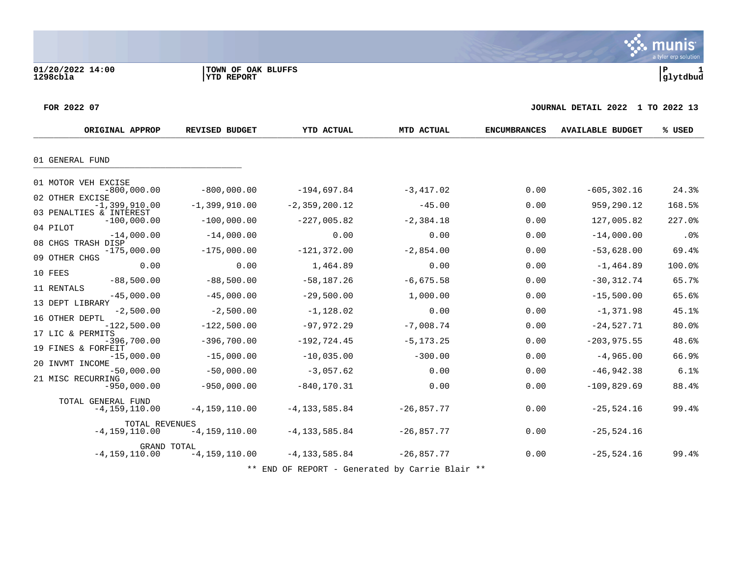01/20/2022 14:00 | TOWN OF OAK BLUFFS | P 1
1298cbla | YTD REPORT | glytdbud

**FOR 2022 07** | **JOURNAL DETAIL 2022 1 TO 2022 13**

| | ORIGINAL APPROP | REVISED BUDGET | YTD ACTUAL | MTD ACTUAL | ENCUMBRANCES | AVAILABLE BUDGET | % USED |
|---|---|---|---|---|---|---|---|
| **01 GENERAL FUND** | | | | | | | |
| 01 MOTOR VEH EXCISE | -800,000.00 | -800,000.00 | -194,697.84 | -3,417.02 | 0.00 | -605,302.16 | 24.3% |
| 02 OTHER EXCISE | -1,399,910.00 | -1,399,910.00 | -2,359,200.12 | -45.00 | 0.00 | 959,290.12 | 168.5% |
| 03 PENALTIES & INTEREST | -100,000.00 | -100,000.00 | -227,005.82 | -2,384.18 | 0.00 | 127,005.82 | 227.0% |
| 04 PILOT | -14,000.00 | -14,000.00 | 0.00 | 0.00 | 0.00 | -14,000.00 | .0% |
| 08 CHGS TRASH DISP | -175,000.00 | -175,000.00 | -121,372.00 | -2,854.00 | 0.00 | -53,628.00 | 69.4% |
| 09 OTHER CHGS | 0.00 | 0.00 | 1,464.89 | 0.00 | 0.00 | -1,464.89 | 100.0% |
| 10 FEES | -88,500.00 | -88,500.00 | -58,187.26 | -6,675.58 | 0.00 | -30,312.74 | 65.7% |
| 11 RENTALS | -45,000.00 | -45,000.00 | -29,500.00 | 1,000.00 | 0.00 | -15,500.00 | 65.6% |
| 13 DEPT LIBRARY | -2,500.00 | -2,500.00 | -1,128.02 | 0.00 | 0.00 | -1,371.98 | 45.1% |
| 16 OTHER DEPTL | -122,500.00 | -122,500.00 | -97,972.29 | -7,008.74 | 0.00 | -24,527.71 | 80.0% |
| 17 LIC & PERMITS | -396,700.00 | -396,700.00 | -192,724.45 | -5,173.25 | 0.00 | -203,975.55 | 48.6% |
| 19 FINES & FORFEIT | -15,000.00 | -15,000.00 | -10,035.00 | -300.00 | 0.00 | -4,965.00 | 66.9% |
| 20 INVMT INCOME | -50,000.00 | -50,000.00 | -3,057.62 | 0.00 | 0.00 | -46,942.38 | 6.1% |
| 21 MISC RECURRING | -950,000.00 | -950,000.00 | -840,170.31 | 0.00 | 0.00 | -109,829.69 | 88.4% |
| TOTAL GENERAL FUND | -4,159,110.00 | -4,159,110.00 | -4,133,585.84 | -26,857.77 | 0.00 | -25,524.16 | 99.4% |
| TOTAL REVENUES | -4,159,110.00 | -4,159,110.00 | -4,133,585.84 | -26,857.77 | 0.00 | -25,524.16 | |
| GRAND TOTAL | -4,159,110.00 | -4,159,110.00 | -4,133,585.84 | -26,857.77 | 0.00 | -25,524.16 | 99.4% |

** END OF REPORT - Generated by Carrie Blair **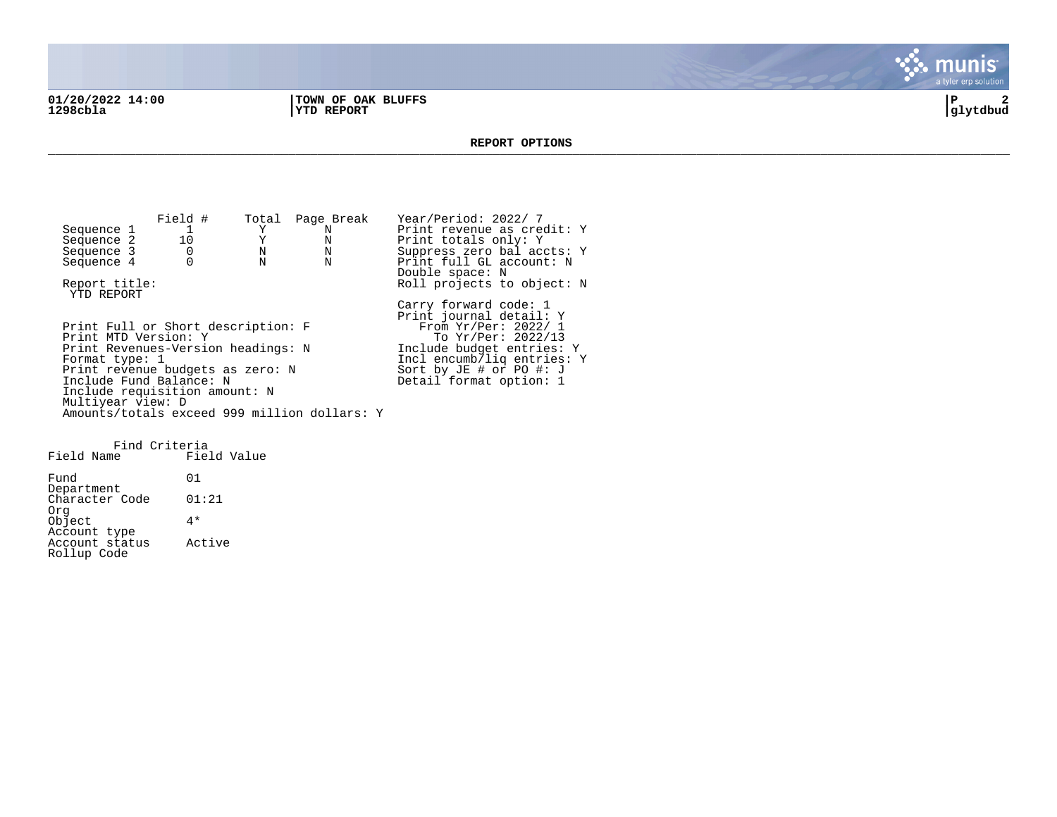01/20/2022 14:00 | TOWN OF OAK BLUFFS | P 2
1298cbla | YTD REPORT | glytdbud

## REPORT OPTIONS

| | Field # | Total | Page Break |
|---|---|---|---|
| Sequence 1 | 1 | Y | N |
| Sequence 2 | 10 | Y | N |
| Sequence 3 | 0 | N | N |
| Sequence 4 | 0 | N | N |

Report title:
YTD REPORT

Print Full or Short description: F
Print MTD Version: Y
Print Revenues-Version headings: N
Format type: 1
Print revenue budgets as zero: N
Include Fund Balance: N
Include requisition amount: N
Multiyear view: D
Amounts/totals exceed 999 million dollars: Y

Year/Period: 2022/ 7
Print revenue as credit: Y
Print totals only: Y
Suppress zero bal accts: Y
Print full GL account: N
Double space: N
Roll projects to object: N

Carry forward code: 1
Print journal detail: Y
From Yr/Per: 2022/ 1
To Yr/Per: 2022/13
Include budget entries: Y
Incl encumb/liq entries: Y
Sort by JE # or PO #: J
Detail format option: 1

Find Criteria

| Field Name | Field Value |
|---|---|
| Fund | 01 |
| Department | |
| Character Code | 01:21 |
| Org | |
| Object | 4* |
| Account type | |
| Account status | Active |
| Rollup Code | |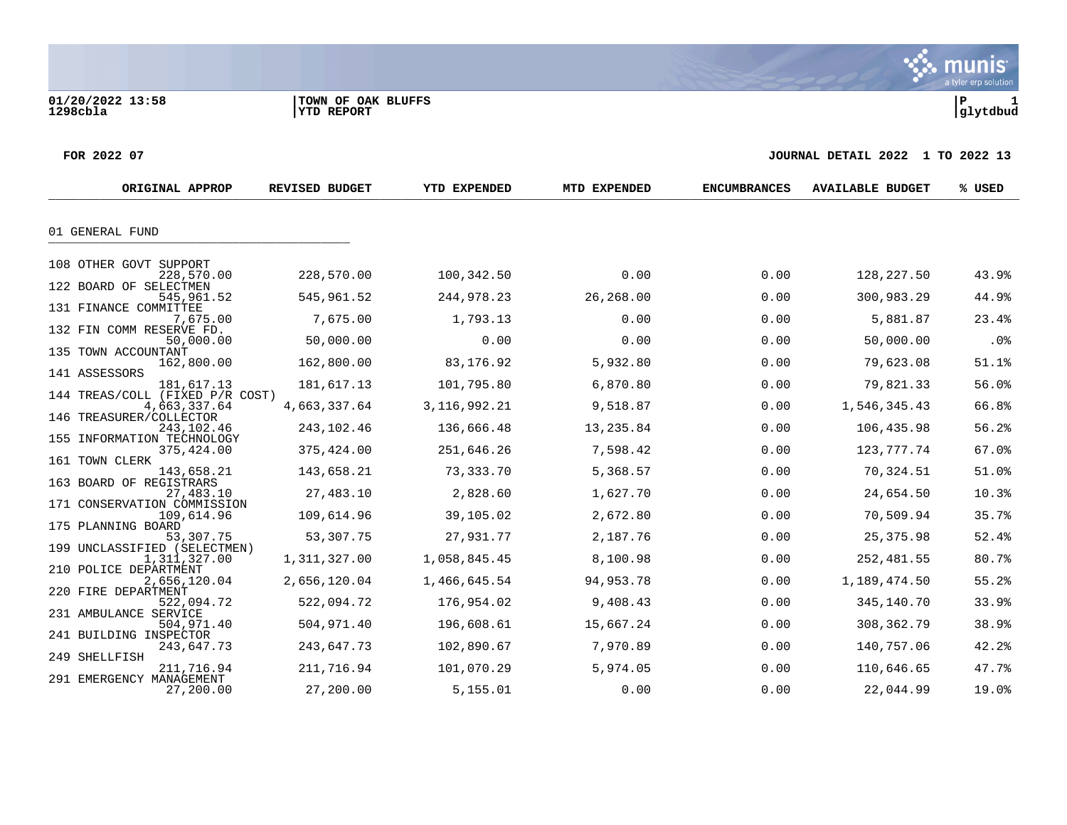01/20/2022 13:58 | TOWN OF OAK BLUFFS | P 1
1298cbla | YTD REPORT | glytdbud

FOR 2022 07 — JOURNAL DETAIL 2022 1 TO 2022 13

## 01 GENERAL FUND

| Account | ORIGINAL APPROP | REVISED BUDGET | YTD EXPENDED | MTD EXPENDED | ENCUMBRANCES | AVAILABLE BUDGET | % USED |
|---|---|---|---|---|---|---|---|
| 108 OTHER GOVT SUPPORT | 228,570.00 | 228,570.00 | 100,342.50 | 0.00 | 0.00 | 128,227.50 | 43.9% |
| 122 BOARD OF SELECTMEN | 545,961.52 | 545,961.52 | 244,978.23 | 26,268.00 | 0.00 | 300,983.29 | 44.9% |
| 131 FINANCE COMMITTEE | 7,675.00 | 7,675.00 | 1,793.13 | 0.00 | 0.00 | 5,881.87 | 23.4% |
| 132 FIN COMM RESERVE FD. | 50,000.00 | 50,000.00 | 0.00 | 0.00 | 0.00 | 50,000.00 | .0% |
| 135 TOWN ACCOUNTANT | 162,800.00 | 162,800.00 | 83,176.92 | 5,932.80 | 0.00 | 79,623.08 | 51.1% |
| 141 ASSESSORS | 181,617.13 | 181,617.13 | 101,795.80 | 6,870.80 | 0.00 | 79,821.33 | 56.0% |
| 144 TREAS/COLL (FIXED P/R COST) | 4,663,337.64 | 4,663,337.64 | 3,116,992.21 | 9,518.87 | 0.00 | 1,546,345.43 | 66.8% |
| 146 TREASURER/COLLECTOR | 243,102.46 | 243,102.46 | 136,666.48 | 13,235.84 | 0.00 | 106,435.98 | 56.2% |
| 155 INFORMATION TECHNOLOGY | 375,424.00 | 375,424.00 | 251,646.26 | 7,598.42 | 0.00 | 123,777.74 | 67.0% |
| 161 TOWN CLERK | 143,658.21 | 143,658.21 | 73,333.70 | 5,368.57 | 0.00 | 70,324.51 | 51.0% |
| 163 BOARD OF REGISTRARS | 27,483.10 | 27,483.10 | 2,828.60 | 1,627.70 | 0.00 | 24,654.50 | 10.3% |
| 171 CONSERVATION COMMISSION | 109,614.96 | 109,614.96 | 39,105.02 | 2,672.80 | 0.00 | 70,509.94 | 35.7% |
| 175 PLANNING BOARD | 53,307.75 | 53,307.75 | 27,931.77 | 2,187.76 | 0.00 | 25,375.98 | 52.4% |
| 199 UNCLASSIFIED (SELECTMEN) | 1,311,327.00 | 1,311,327.00 | 1,058,845.45 | 8,100.98 | 0.00 | 252,481.55 | 80.7% |
| 210 POLICE DEPARTMENT | 2,656,120.04 | 2,656,120.04 | 1,466,645.54 | 94,953.78 | 0.00 | 1,189,474.50 | 55.2% |
| 220 FIRE DEPARTMENT | 522,094.72 | 522,094.72 | 176,954.02 | 9,408.43 | 0.00 | 345,140.70 | 33.9% |
| 231 AMBULANCE SERVICE | 504,971.40 | 504,971.40 | 196,608.61 | 15,667.24 | 0.00 | 308,362.79 | 38.9% |
| 241 BUILDING INSPECTOR | 243,647.73 | 243,647.73 | 102,890.67 | 7,970.89 | 0.00 | 140,757.06 | 42.2% |
| 249 SHELLFISH | 211,716.94 | 211,716.94 | 101,070.29 | 5,974.05 | 0.00 | 110,646.65 | 47.7% |
| 291 EMERGENCY MANAGEMENT | 27,200.00 | 27,200.00 | 5,155.01 | 0.00 | 0.00 | 22,044.99 | 19.0% |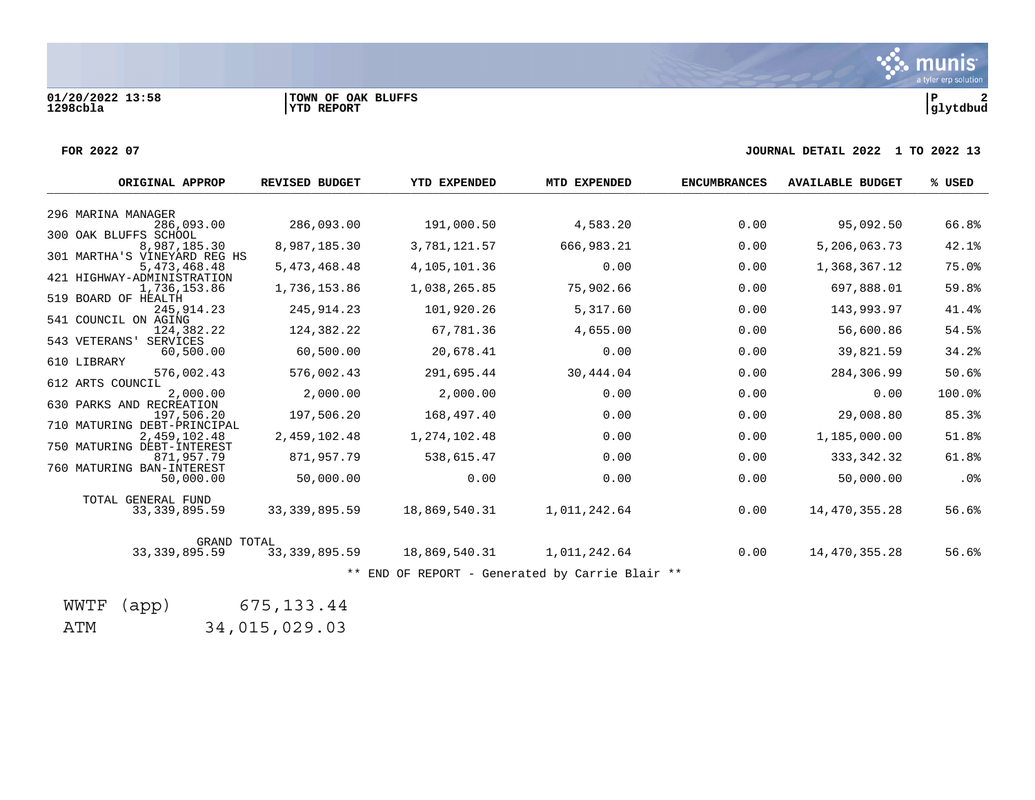01/20/2022 13:58 | TOWN OF OAK BLUFFS
1298cbla | YTD REPORT | glytdbud

FOR 2022 07 — JOURNAL DETAIL 2022 1 TO 2022 13

| ORIGINAL APPROP | REVISED BUDGET | YTD EXPENDED | MTD EXPENDED | ENCUMBRANCES | AVAILABLE BUDGET | % USED |
|---|---|---|---|---|---|---|
| **296 MARINA MANAGER** | | | | | | |
| 286,093.00 | 286,093.00 | 191,000.50 | 4,583.20 | 0.00 | 95,092.50 | 66.8% |
| **300 OAK BLUFFS SCHOOL** | | | | | | |
| 8,987,185.30 | 8,987,185.30 | 3,781,121.57 | 666,983.21 | 0.00 | 5,206,063.73 | 42.1% |
| **301 MARTHA'S VINEYARD REG HS** | | | | | | |
| 5,473,468.48 | 5,473,468.48 | 4,105,101.36 | 0.00 | 0.00 | 1,368,367.12 | 75.0% |
| **421 HIGHWAY-ADMINISTRATION** | | | | | | |
| 1,736,153.86 | 1,736,153.86 | 1,038,265.85 | 75,902.66 | 0.00 | 697,888.01 | 59.8% |
| **519 BOARD OF HEALTH** | | | | | | |
| 245,914.23 | 245,914.23 | 101,920.26 | 5,317.60 | 0.00 | 143,993.97 | 41.4% |
| **541 COUNCIL ON AGING** | | | | | | |
| 124,382.22 | 124,382.22 | 67,781.36 | 4,655.00 | 0.00 | 56,600.86 | 54.5% |
| **543 VETERANS' SERVICES** | | | | | | |
| 60,500.00 | 60,500.00 | 20,678.41 | 0.00 | 0.00 | 39,821.59 | 34.2% |
| **610 LIBRARY** | | | | | | |
| 576,002.43 | 576,002.43 | 291,695.44 | 30,444.04 | 0.00 | 284,306.99 | 50.6% |
| **612 ARTS COUNCIL** | | | | | | |
| 2,000.00 | 2,000.00 | 2,000.00 | 0.00 | 0.00 | 0.00 | 100.0% |
| **630 PARKS AND RECREATION** | | | | | | |
| 197,506.20 | 197,506.20 | 168,497.40 | 0.00 | 0.00 | 29,008.80 | 85.3% |
| **710 MATURING DEBT-PRINCIPAL** | | | | | | |
| 2,459,102.48 | 2,459,102.48 | 1,274,102.48 | 0.00 | 0.00 | 1,185,000.00 | 51.8% |
| **750 MATURING DEBT-INTEREST** | | | | | | |
| 871,957.79 | 871,957.79 | 538,615.47 | 0.00 | 0.00 | 333,342.32 | 61.8% |
| **760 MATURING BAN-INTEREST** | | | | | | |
| 50,000.00 | 50,000.00 | 0.00 | 0.00 | 0.00 | 50,000.00 | .0% |
| **TOTAL GENERAL FUND** | | | | | | |
| 33,339,895.59 | 33,339,895.59 | 18,869,540.31 | 1,011,242.64 | 0.00 | 14,470,355.28 | 56.6% |
| **GRAND TOTAL** | | | | | | |
| 33,339,895.59 | 33,339,895.59 | 18,869,540.31 | 1,011,242.64 | 0.00 | 14,470,355.28 | 56.6% |

** END OF REPORT - Generated by Carrie Blair **

| | |
|---|---|
| WWTF (app) | 675,133.44 |
| ATM | 34,015,029.03 |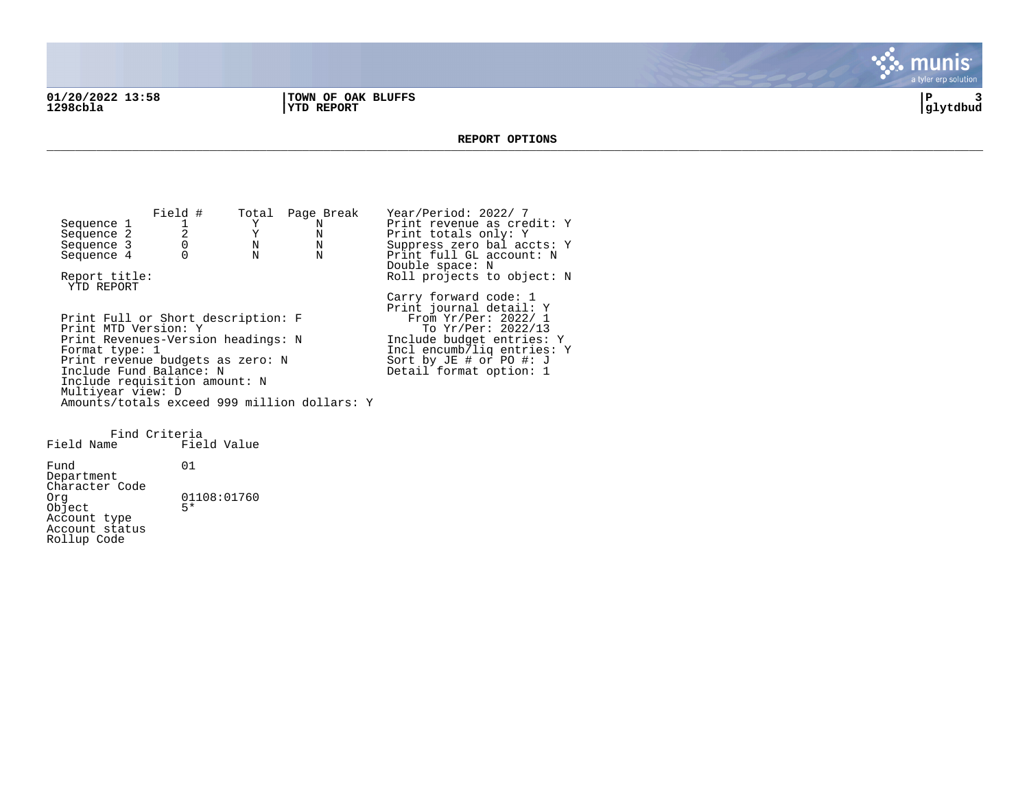# REPORT OPTIONS

| | Field # | Total | Page Break |
|---|---|---|---|
| Sequence 1 | 1 | Y | N |
| Sequence 2 | 2 | Y | N |
| Sequence 3 | 0 | N | N |
| Sequence 4 | 0 | N | N |

Report title:
YTD REPORT

Print Full or Short description: F
Print MTD Version: Y
Print Revenues-Version headings: N
Format type: 1
Print revenue budgets as zero: N
Include Fund Balance: N
Include requisition amount: N
Multiyear view: D
Amounts/totals exceed 999 million dollars: Y

Year/Period: 2022/ 7
Print revenue as credit: Y
Print totals only: Y
Suppress zero bal accts: Y
Print full GL account: N
Double space: N
Roll projects to object: N

Carry forward code: 1
Print journal detail: Y
From Yr/Per: 2022/ 1
To Yr/Per: 2022/13
Include budget entries: Y
Incl encumb/liq entries: Y
Sort by JE # or PO #: J
Detail format option: 1

Find Criteria

| Field Name | Field Value |
|---|---|
| Fund | 01 |
| Department | |
| Character Code | |
| Org | 01108:01760 |
| Object | 5* |
| Account type | |
| Account status | |
| Rollup Code | |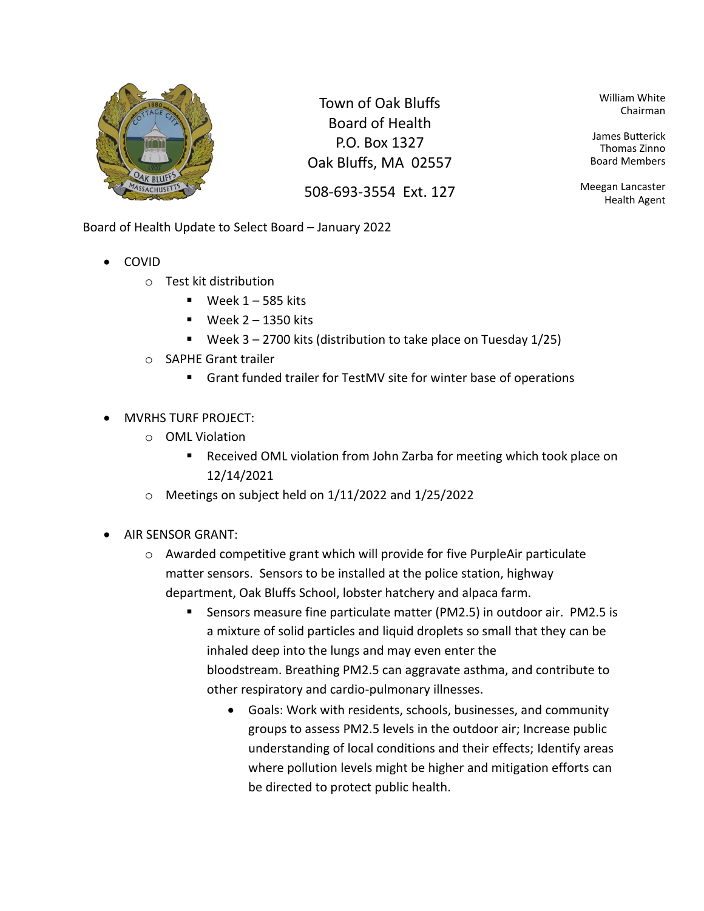Town of Oak Bluffs
Board of Health
P.O. Box 1327
Oak Bluffs, MA 02557

508-693-3554 Ext. 127

William White
Chairman

James Butterick
Thomas Zinno
Board Members

Meegan Lancaster
Health Agent

Board of Health Update to Select Board – January 2022

- COVID
  - Test kit distribution
    - Week 1 – 585 kits
    - Week 2 – 1350 kits
    - Week 3 – 2700 kits (distribution to take place on Tuesday 1/25)
  - SAPHE Grant trailer
    - Grant funded trailer for TestMV site for winter base of operations

- MVRHS TURF PROJECT:
  - OML Violation
    - Received OML violation from John Zarba for meeting which took place on 12/14/2021
  - Meetings on subject held on 1/11/2022 and 1/25/2022

- AIR SENSOR GRANT:
  - Awarded competitive grant which will provide for five PurpleAir particulate matter sensors. Sensors to be installed at the police station, highway department, Oak Bluffs School, lobster hatchery and alpaca farm.
    - Sensors measure fine particulate matter (PM2.5) in outdoor air. PM2.5 is a mixture of solid particles and liquid droplets so small that they can be inhaled deep into the lungs and may even enter the bloodstream. Breathing PM2.5 can aggravate asthma, and contribute to other respiratory and cardio-pulmonary illnesses.
      - Goals: Work with residents, schools, businesses, and community groups to assess PM2.5 levels in the outdoor air; Increase public understanding of local conditions and their effects; Identify areas where pollution levels might be higher and mitigation efforts can be directed to protect public health.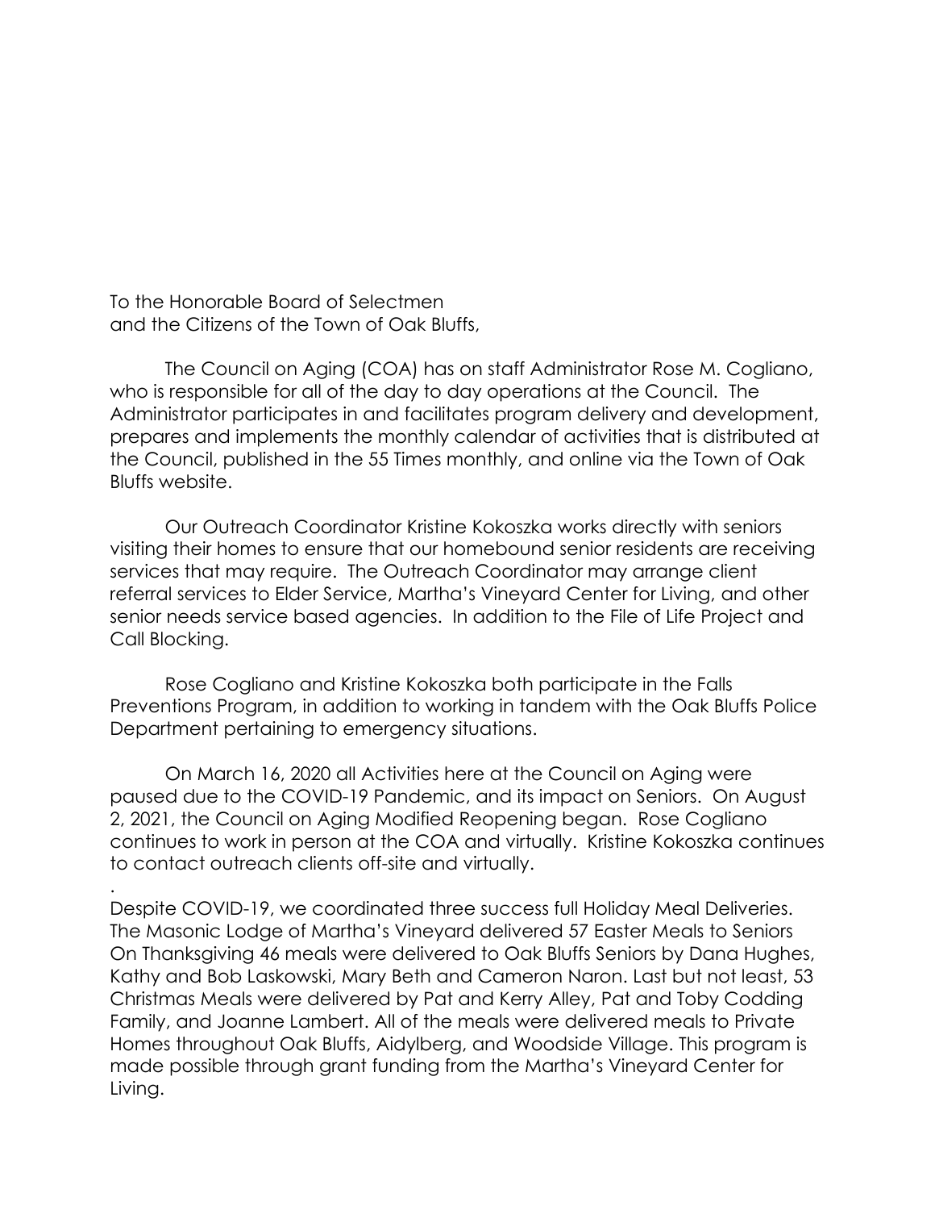To the Honorable Board of Selectmen
and the Citizens of the Town of Oak Bluffs,

The Council on Aging (COA) has on staff Administrator Rose M. Cogliano, who is responsible for all of the day to day operations at the Council. The Administrator participates in and facilitates program delivery and development, prepares and implements the monthly calendar of activities that is distributed at the Council, published in the 55 Times monthly, and online via the Town of Oak Bluffs website.

Our Outreach Coordinator Kristine Kokoszka works directly with seniors visiting their homes to ensure that our homebound senior residents are receiving services that may require. The Outreach Coordinator may arrange client referral services to Elder Service, Martha's Vineyard Center for Living, and other senior needs service based agencies. In addition to the File of Life Project and Call Blocking.

Rose Cogliano and Kristine Kokoszka both participate in the Falls Preventions Program, in addition to working in tandem with the Oak Bluffs Police Department pertaining to emergency situations.

On March 16, 2020 all Activities here at the Council on Aging were paused due to the COVID-19 Pandemic, and its impact on Seniors. On August 2, 2021, the Council on Aging Modified Reopening began. Rose Cogliano continues to work in person at the COA and virtually. Kristine Kokoszka continues to contact outreach clients off-site and virtually.

.
Despite COVID-19, we coordinated three success full Holiday Meal Deliveries. The Masonic Lodge of Martha's Vineyard delivered 57 Easter Meals to Seniors On Thanksgiving 46 meals were delivered to Oak Bluffs Seniors by Dana Hughes, Kathy and Bob Laskowski, Mary Beth and Cameron Naron. Last but not least, 53 Christmas Meals were delivered by Pat and Kerry Alley, Pat and Toby Codding Family, and Joanne Lambert. All of the meals were delivered meals to Private Homes throughout Oak Bluffs, Aidylberg, and Woodside Village. This program is made possible through grant funding from the Martha's Vineyard Center for Living.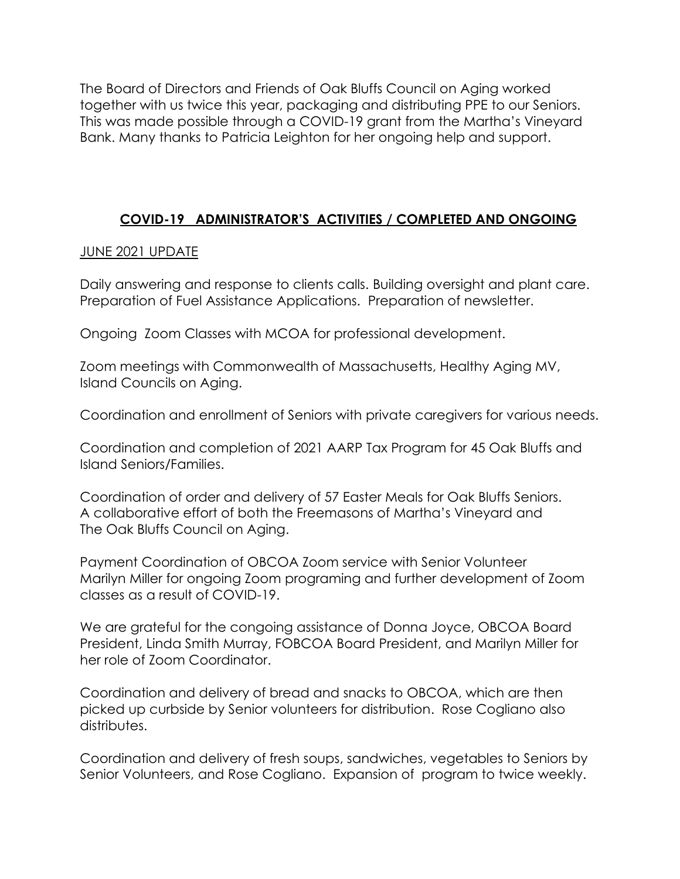The Board of Directors and Friends of Oak Bluffs Council on Aging worked together with us twice this year, packaging and distributing PPE to our Seniors. This was made possible through a COVID-19 grant from the Martha's Vineyard Bank. Many thanks to Patricia Leighton for her ongoing help and support.

## **COVID-19 ADMINISTRATOR'S ACTIVITIES / COMPLETED AND ONGOING**

JUNE 2021 UPDATE

Daily answering and response to clients calls. Building oversight and plant care. Preparation of Fuel Assistance Applications. Preparation of newsletter.

Ongoing Zoom Classes with MCOA for professional development.

Zoom meetings with Commonwealth of Massachusetts, Healthy Aging MV, Island Councils on Aging.

Coordination and enrollment of Seniors with private caregivers for various needs.

Coordination and completion of 2021 AARP Tax Program for 45 Oak Bluffs and Island Seniors/Families.

Coordination of order and delivery of 57 Easter Meals for Oak Bluffs Seniors. A collaborative effort of both the Freemasons of Martha's Vineyard and The Oak Bluffs Council on Aging.

Payment Coordination of OBCOA Zoom service with Senior Volunteer Marilyn Miller for ongoing Zoom programing and further development of Zoom classes as a result of COVID-19.

We are grateful for the congoing assistance of Donna Joyce, OBCOA Board President, Linda Smith Murray, FOBCOA Board President, and Marilyn Miller for her role of Zoom Coordinator.

Coordination and delivery of bread and snacks to OBCOA, which are then picked up curbside by Senior volunteers for distribution. Rose Cogliano also distributes.

Coordination and delivery of fresh soups, sandwiches, vegetables to Seniors by Senior Volunteers, and Rose Cogliano. Expansion of program to twice weekly.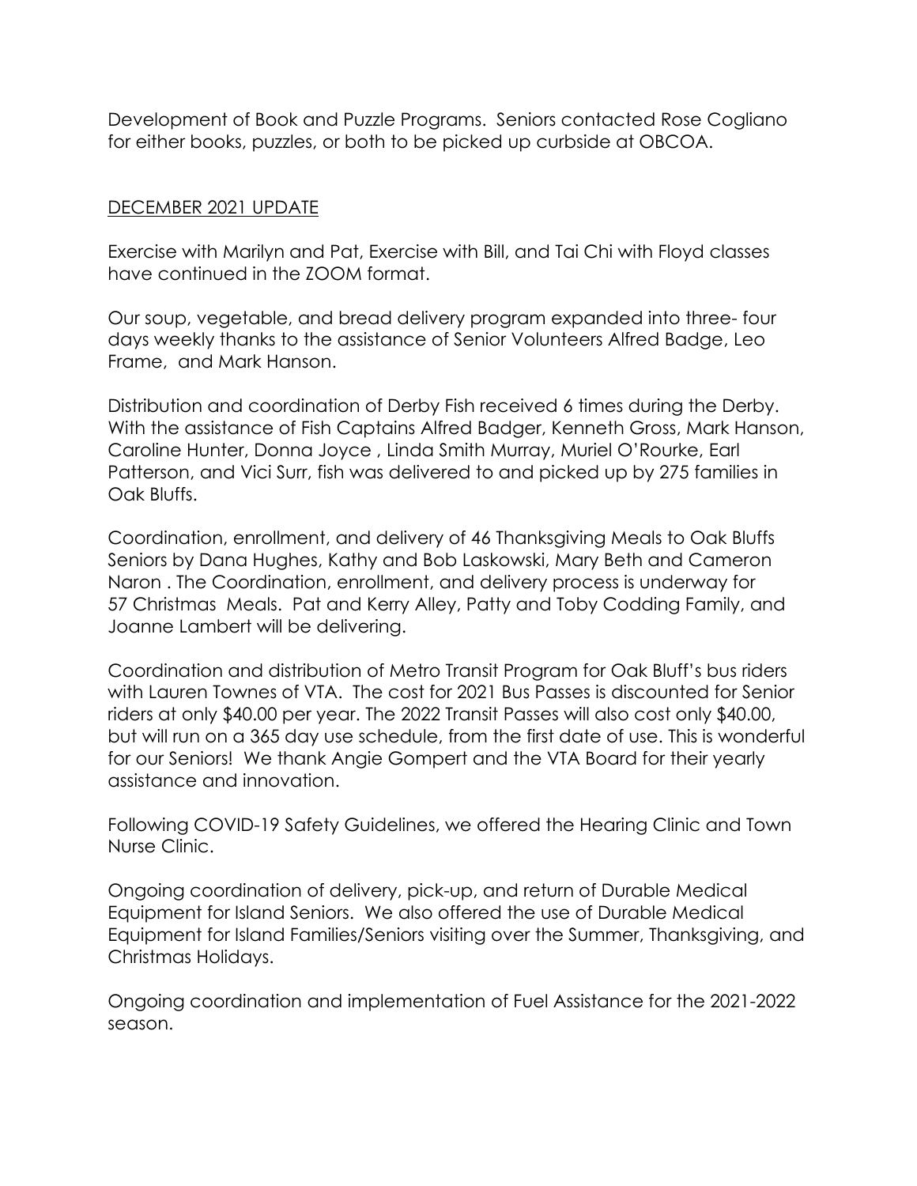Development of Book and Puzzle Programs. Seniors contacted Rose Cogliano for either books, puzzles, or both to be picked up curbside at OBCOA.

<u>DECEMBER 2021 UPDATE</u>

Exercise with Marilyn and Pat, Exercise with Bill, and Tai Chi with Floyd classes have continued in the ZOOM format.

Our soup, vegetable, and bread delivery program expanded into three- four days weekly thanks to the assistance of Senior Volunteers Alfred Badge, Leo Frame, and Mark Hanson.

Distribution and coordination of Derby Fish received 6 times during the Derby. With the assistance of Fish Captains Alfred Badger, Kenneth Gross, Mark Hanson, Caroline Hunter, Donna Joyce , Linda Smith Murray, Muriel O'Rourke, Earl Patterson, and Vici Surr, fish was delivered to and picked up by 275 families in Oak Bluffs.

Coordination, enrollment, and delivery of 46 Thanksgiving Meals to Oak Bluffs Seniors by Dana Hughes, Kathy and Bob Laskowski, Mary Beth and Cameron Naron . The Coordination, enrollment, and delivery process is underway for 57 Christmas Meals. Pat and Kerry Alley, Patty and Toby Codding Family, and Joanne Lambert will be delivering.

Coordination and distribution of Metro Transit Program for Oak Bluff's bus riders with Lauren Townes of VTA. The cost for 2021 Bus Passes is discounted for Senior riders at only $40.00 per year. The 2022 Transit Passes will also cost only $40.00, but will run on a 365 day use schedule, from the first date of use. This is wonderful for our Seniors! We thank Angie Gompert and the VTA Board for their yearly assistance and innovation.

Following COVID-19 Safety Guidelines, we offered the Hearing Clinic and Town Nurse Clinic.

Ongoing coordination of delivery, pick-up, and return of Durable Medical Equipment for Island Seniors. We also offered the use of Durable Medical Equipment for Island Families/Seniors visiting over the Summer, Thanksgiving, and Christmas Holidays.

Ongoing coordination and implementation of Fuel Assistance for the 2021-2022 season.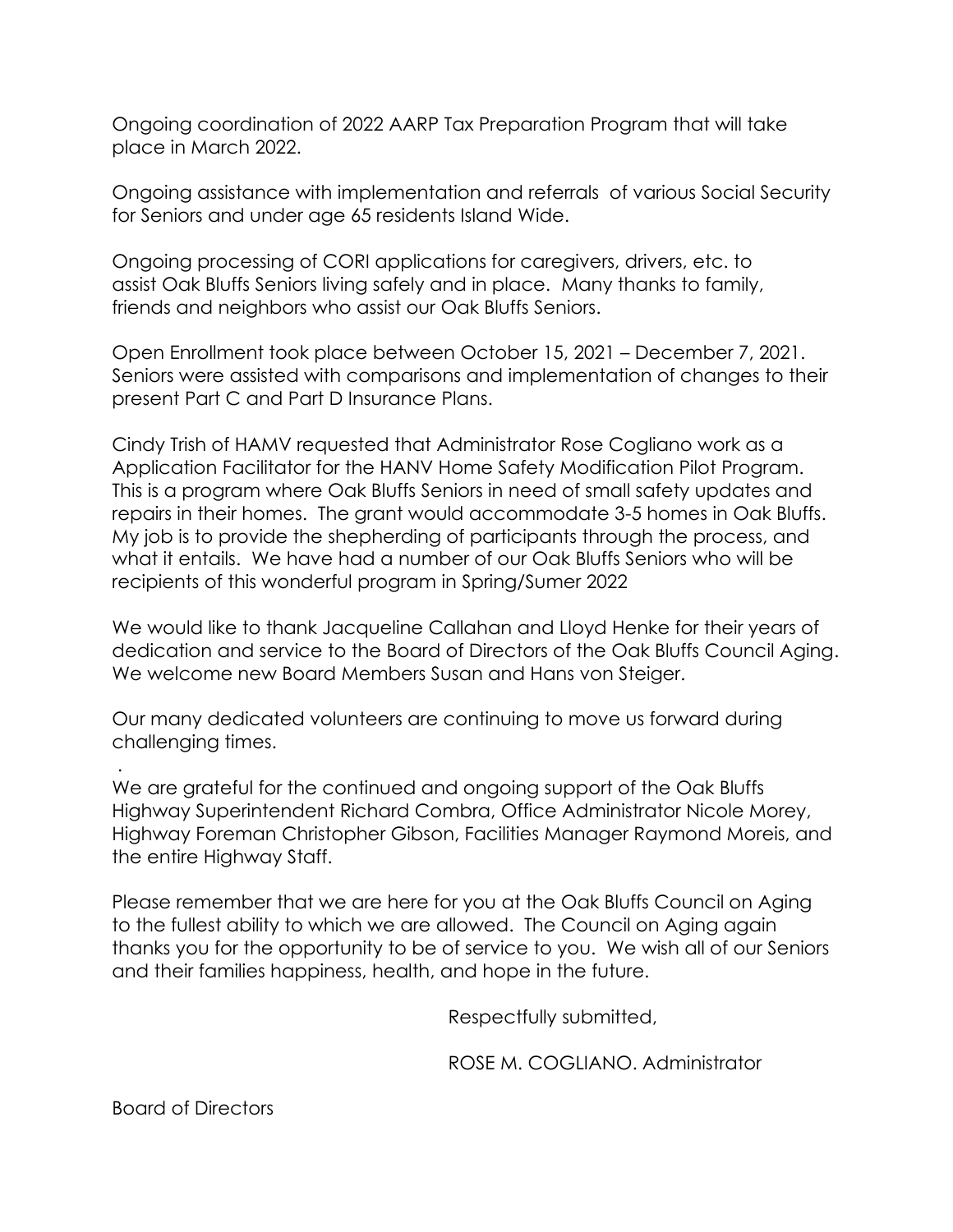Ongoing coordination of 2022 AARP Tax Preparation Program that will take place in March 2022.

Ongoing assistance with implementation and referrals of various Social Security for Seniors and under age 65 residents Island Wide.

Ongoing processing of CORI applications for caregivers, drivers, etc. to assist Oak Bluffs Seniors living safely and in place. Many thanks to family, friends and neighbors who assist our Oak Bluffs Seniors.

Open Enrollment took place between October 15, 2021 – December 7, 2021. Seniors were assisted with comparisons and implementation of changes to their present Part C and Part D Insurance Plans.

Cindy Trish of HAMV requested that Administrator Rose Cogliano work as a Application Facilitator for the HANV Home Safety Modification Pilot Program. This is a program where Oak Bluffs Seniors in need of small safety updates and repairs in their homes. The grant would accommodate 3-5 homes in Oak Bluffs. My job is to provide the shepherding of participants through the process, and what it entails. We have had a number of our Oak Bluffs Seniors who will be recipients of this wonderful program in Spring/Sumer 2022

We would like to thank Jacqueline Callahan and Lloyd Henke for their years of dedication and service to the Board of Directors of the Oak Bluffs Council Aging. We welcome new Board Members Susan and Hans von Steiger.

Our many dedicated volunteers are continuing to move us forward during challenging times.

.
We are grateful for the continued and ongoing support of the Oak Bluffs Highway Superintendent Richard Combra, Office Administrator Nicole Morey, Highway Foreman Christopher Gibson, Facilities Manager Raymond Moreis, and the entire Highway Staff.

Please remember that we are here for you at the Oak Bluffs Council on Aging to the fullest ability to which we are allowed. The Council on Aging again thanks you for the opportunity to be of service to you. We wish all of our Seniors and their families happiness, health, and hope in the future.

Respectfully submitted,

ROSE M. COGLIANO. Administrator

Board of Directors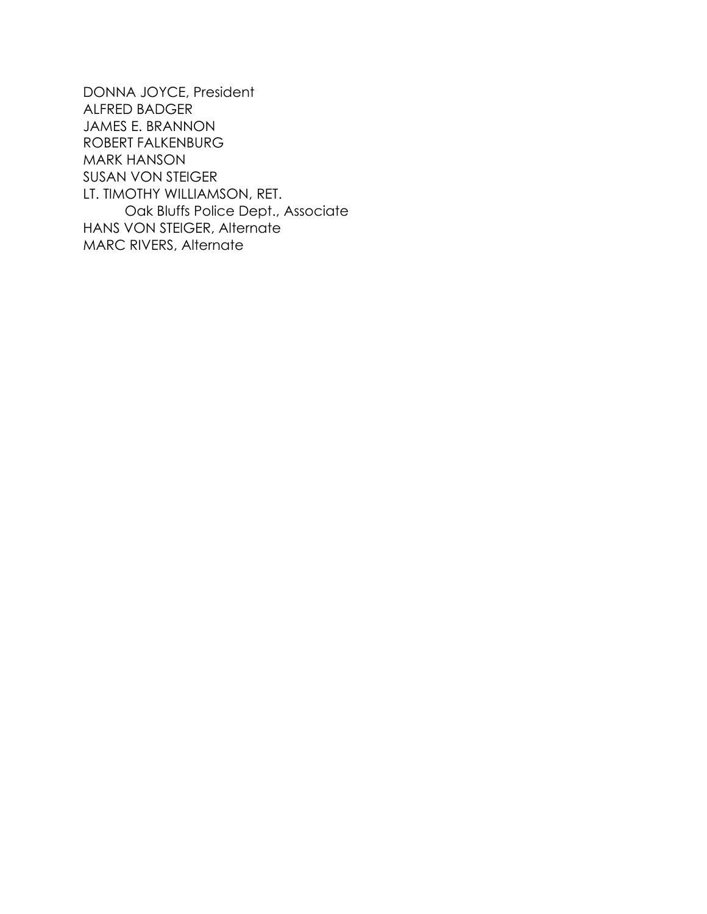DONNA JOYCE, President
ALFRED BADGER
JAMES E. BRANNON
ROBERT FALKENBURG
MARK HANSON
SUSAN VON STEIGER
LT. TIMOTHY WILLIAMSON, RET.
    Oak Bluffs Police Dept., Associate
HANS VON STEIGER, Alternate
MARC RIVERS, Alternate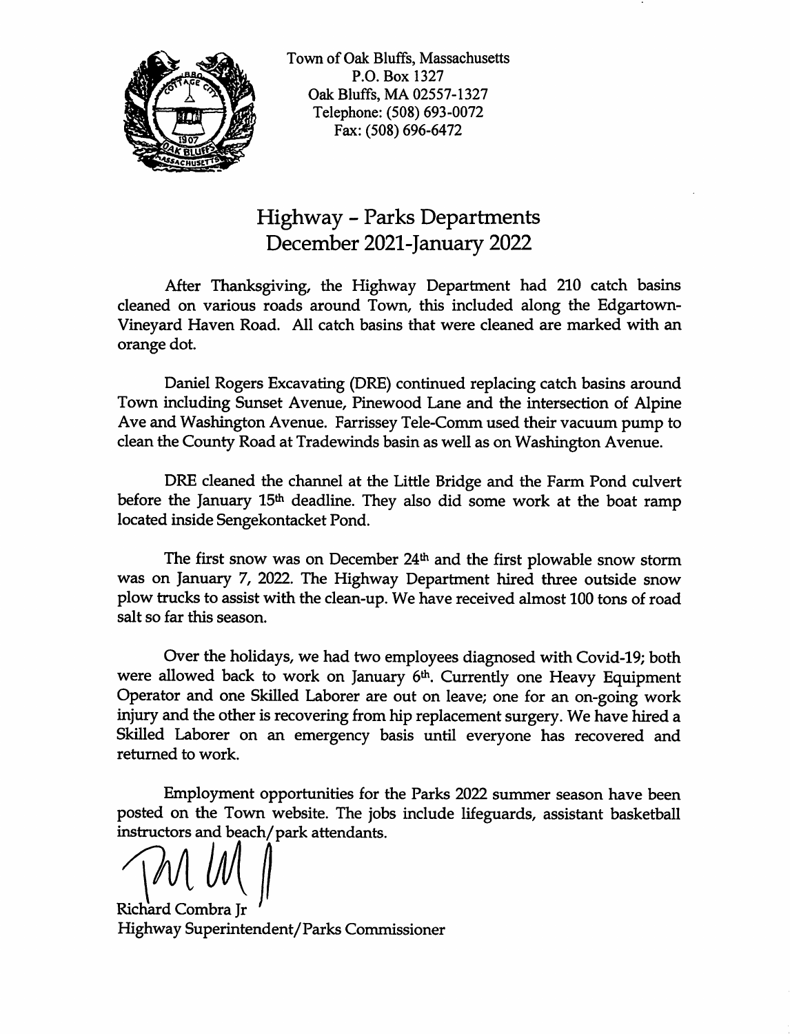Town of Oak Bluffs, Massachusetts
P.O. Box 1327
Oak Bluffs, MA 02557-1327
Telephone: (508) 693-0072
Fax: (508) 696-6472

# Highway - Parks Departments
## December 2021-January 2022

After Thanksgiving, the Highway Department had 210 catch basins cleaned on various roads around Town, this included along the Edgartown-Vineyard Haven Road. All catch basins that were cleaned are marked with an orange dot.

Daniel Rogers Excavating (DRE) continued replacing catch basins around Town including Sunset Avenue, Pinewood Lane and the intersection of Alpine Ave and Washington Avenue. Farrissey Tele-Comm used their vacuum pump to clean the County Road at Tradewinds basin as well as on Washington Avenue.

DRE cleaned the channel at the Little Bridge and the Farm Pond culvert before the January 15th deadline. They also did some work at the boat ramp located inside Sengekontacket Pond.

The first snow was on December 24th and the first plowable snow storm was on January 7, 2022. The Highway Department hired three outside snow plow trucks to assist with the clean-up. We have received almost 100 tons of road salt so far this season.

Over the holidays, we had two employees diagnosed with Covid-19; both were allowed back to work on January 6th. Currently one Heavy Equipment Operator and one Skilled Laborer are out on leave; one for an on-going work injury and the other is recovering from hip replacement surgery. We have hired a Skilled Laborer on an emergency basis until everyone has recovered and returned to work.

Employment opportunities for the Parks 2022 summer season have been posted on the Town website. The jobs include lifeguards, assistant basketball instructors and beach/park attendants.

Richard Combra Jr
Highway Superintendent/Parks Commissioner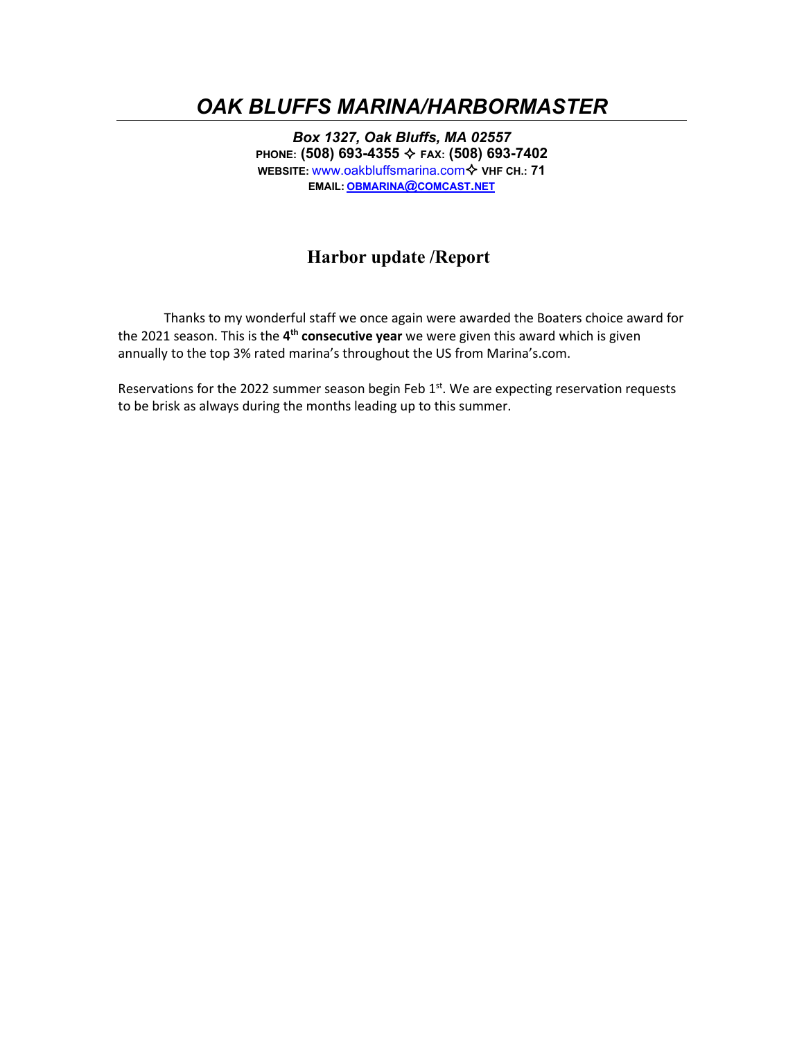# *OAK BLUFFS MARINA/HARBORMASTER*

***Box 1327, Oak Bluffs, MA 02557***
**PHONE: (508) 693-4355 ✧ FAX: (508) 693-7402**
**WEBSITE:** www.oakbluffsmarina.com ✧ **VHF CH.: 71**
**EMAIL: OBMARINA@COMCAST.NET**

## Harbor update /Report

Thanks to my wonderful staff we once again were awarded the Boaters choice award for the 2021 season. This is the **4th consecutive year** we were given this award which is given annually to the top 3% rated marina's throughout the US from Marina's.com.

Reservations for the 2022 summer season begin Feb 1st. We are expecting reservation requests to be brisk as always during the months leading up to this summer.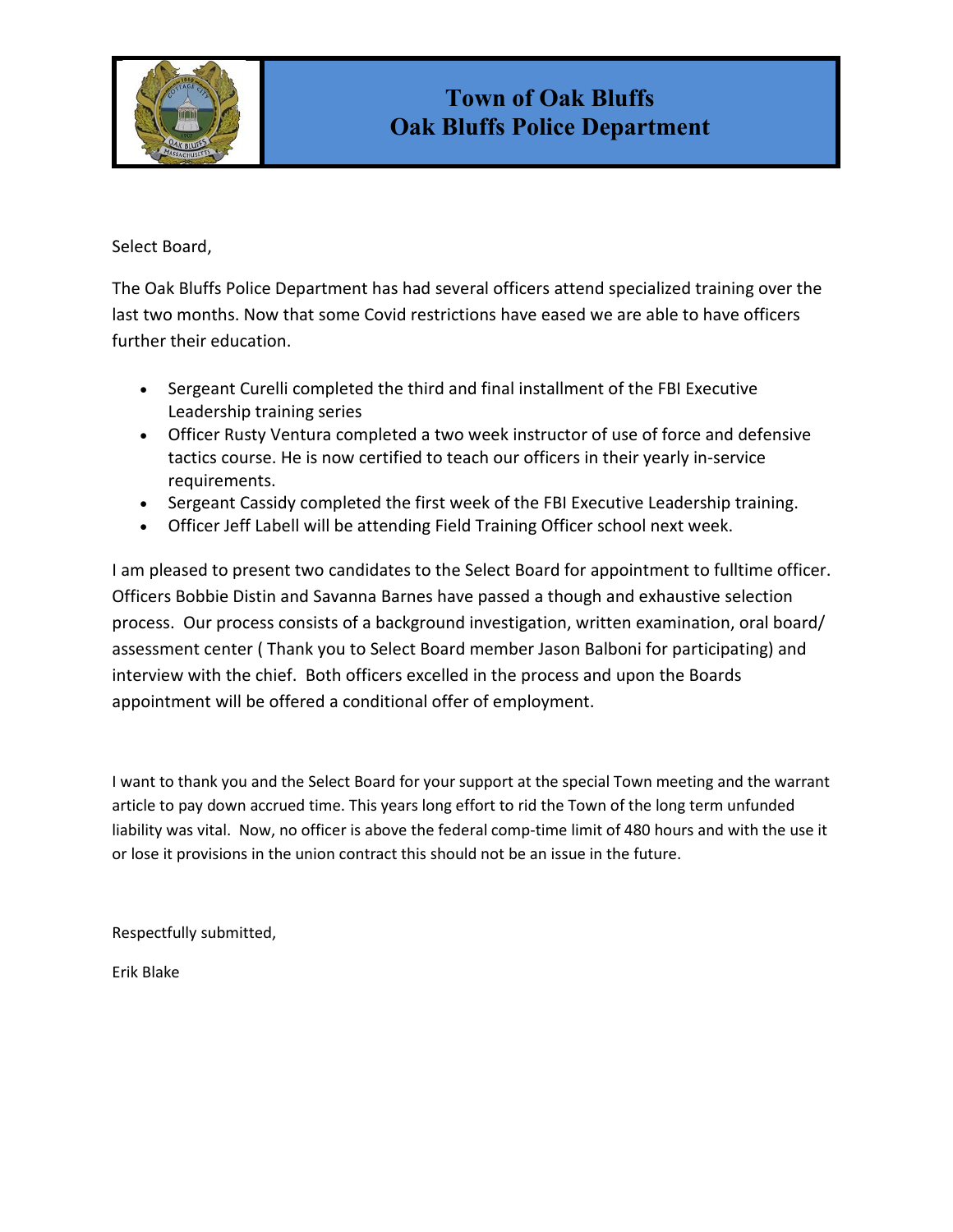# Town of Oak Bluffs
# Oak Bluffs Police Department

Select Board,

The Oak Bluffs Police Department has had several officers attend specialized training over the last two months. Now that some Covid restrictions have eased we are able to have officers further their education.

- Sergeant Curelli completed the third and final installment of the FBI Executive Leadership training series
- Officer Rusty Ventura completed a two week instructor of use of force and defensive tactics course. He is now certified to teach our officers in their yearly in-service requirements.
- Sergeant Cassidy completed the first week of the FBI Executive Leadership training.
- Officer Jeff Labell will be attending Field Training Officer school next week.

I am pleased to present two candidates to the Select Board for appointment to fulltime officer. Officers Bobbie Distin and Savanna Barnes have passed a though and exhaustive selection process. Our process consists of a background investigation, written examination, oral board/ assessment center ( Thank you to Select Board member Jason Balboni for participating) and interview with the chief. Both officers excelled in the process and upon the Boards appointment will be offered a conditional offer of employment.

I want to thank you and the Select Board for your support at the special Town meeting and the warrant article to pay down accrued time. This years long effort to rid the Town of the long term unfunded liability was vital. Now, no officer is above the federal comp-time limit of 480 hours and with the use it or lose it provisions in the union contract this should not be an issue in the future.

Respectfully submitted,

Erik Blake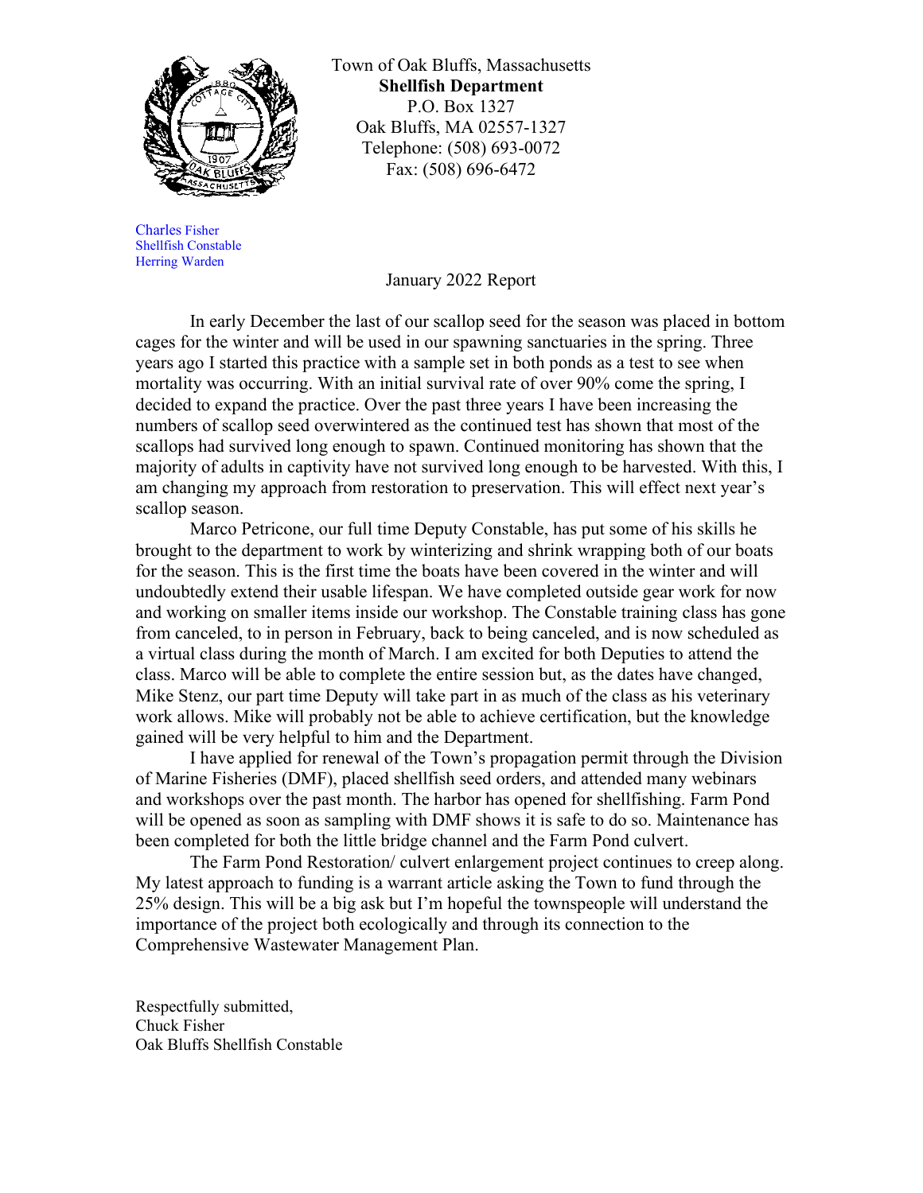Town of Oak Bluffs, Massachusetts
**Shellfish Department**
P.O. Box 1327
Oak Bluffs, MA 02557-1327
Telephone: (508) 693-0072
Fax: (508) 696-6472

Charles Fisher
Shellfish Constable
Herring Warden

January 2022 Report

In early December the last of our scallop seed for the season was placed in bottom cages for the winter and will be used in our spawning sanctuaries in the spring. Three years ago I started this practice with a sample set in both ponds as a test to see when mortality was occurring. With an initial survival rate of over 90% come the spring, I decided to expand the practice. Over the past three years I have been increasing the numbers of scallop seed overwintered as the continued test has shown that most of the scallops had survived long enough to spawn. Continued monitoring has shown that the majority of adults in captivity have not survived long enough to be harvested. With this, I am changing my approach from restoration to preservation. This will effect next year's scallop season.

Marco Petricone, our full time Deputy Constable, has put some of his skills he brought to the department to work by winterizing and shrink wrapping both of our boats for the season. This is the first time the boats have been covered in the winter and will undoubtedly extend their usable lifespan. We have completed outside gear work for now and working on smaller items inside our workshop. The Constable training class has gone from canceled, to in person in February, back to being canceled, and is now scheduled as a virtual class during the month of March. I am excited for both Deputies to attend the class. Marco will be able to complete the entire session but, as the dates have changed, Mike Stenz, our part time Deputy will take part in as much of the class as his veterinary work allows. Mike will probably not be able to achieve certification, but the knowledge gained will be very helpful to him and the Department.

I have applied for renewal of the Town's propagation permit through the Division of Marine Fisheries (DMF), placed shellfish seed orders, and attended many webinars and workshops over the past month. The harbor has opened for shellfishing. Farm Pond will be opened as soon as sampling with DMF shows it is safe to do so. Maintenance has been completed for both the little bridge channel and the Farm Pond culvert.

The Farm Pond Restoration/ culvert enlargement project continues to creep along. My latest approach to funding is a warrant article asking the Town to fund through the 25% design. This will be a big ask but I'm hopeful the townspeople will understand the importance of the project both ecologically and through its connection to the Comprehensive Wastewater Management Plan.

Respectfully submitted,
Chuck Fisher
Oak Bluffs Shellfish Constable